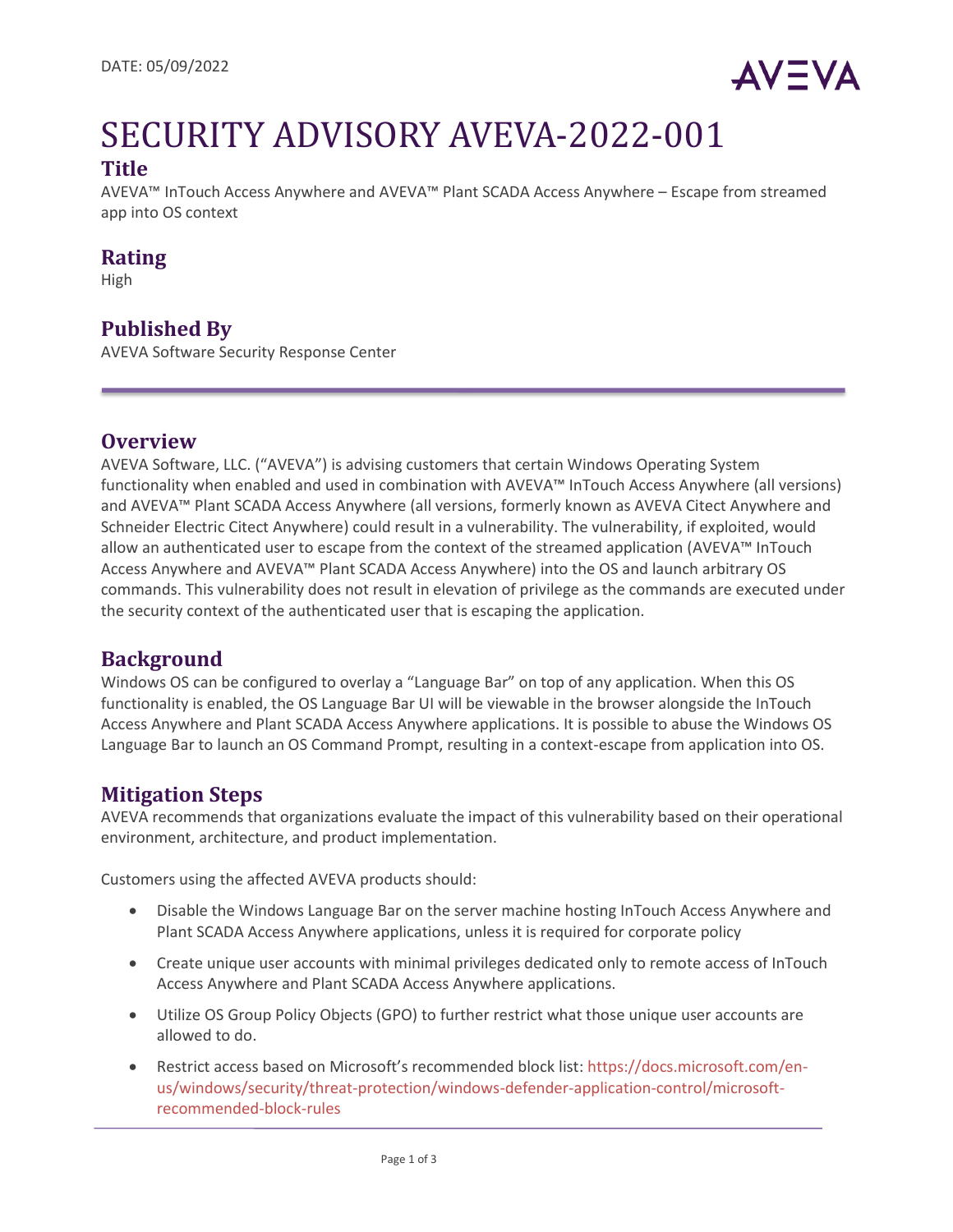DATE: 05/09/2022

AVEVA

# SECURITY ADVISORY AVEVA-2022-001

## Title

AVEVA™ InTouch Access Anywhere and AVEVA™ Plant SCADA Access Anywhere – Escape from streamed app into OS context

## Rating

High

## Published By

AVEVA Software Security Response Center

## Overview

AVEVA Software, LLC. ("AVEVA") is advising customers that certain Windows Operating System functionality when enabled and used in combination with AVEVA™ InTouch Access Anywhere (all versions) and AVEVA™ Plant SCADA Access Anywhere (all versions, formerly known as AVEVA Citect Anywhere and Schneider Electric Citect Anywhere) could result in a vulnerability. The vulnerability, if exploited, would allow an authenticated user to escape from the context of the streamed application (AVEVA™ InTouch Access Anywhere and AVEVA™ Plant SCADA Access Anywhere) into the OS and launch arbitrary OS commands. This vulnerability does not result in elevation of privilege as the commands are executed under the security context of the authenticated user that is escaping the application.

## Background

Windows OS can be configured to overlay a "Language Bar" on top of any application. When this OS functionality is enabled, the OS Language Bar UI will be viewable in the browser alongside the InTouch Access Anywhere and Plant SCADA Access Anywhere applications. It is possible to abuse the Windows OS Language Bar to launch an OS Command Prompt, resulting in a context-escape from application into OS.

## Mitigation Steps

AVEVA recommends that organizations evaluate the impact of this vulnerability based on their operational environment, architecture, and product implementation.

Customers using the affected AVEVA products should:

- Disable the Windows Language Bar on the server machine hosting InTouch Access Anywhere and Plant SCADA Access Anywhere applications, unless it is required for corporate policy
- Create unique user accounts with minimal privileges dedicated only to remote access of InTouch Access Anywhere and Plant SCADA Access Anywhere applications.
- Utilize OS Group Policy Objects (GPO) to further restrict what those unique user accounts are allowed to do.
- Restrict access based on Microsoft's recommended block list: https://docs.microsoft.com/en-us/windows/security/threat-protection/windows-defender-application-control/microsoft-recommended-block-rules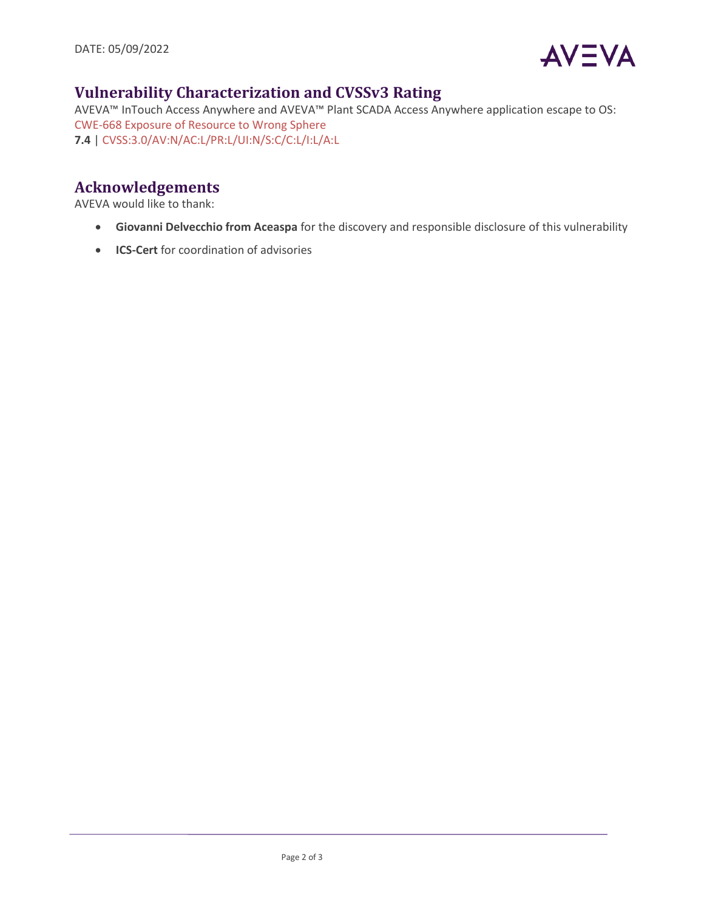## Vulnerability Characterization and CVSSv3 Rating

AVEVA™ InTouch Access Anywhere and AVEVA™ Plant SCADA Access Anywhere application escape to OS:
CWE-668 Exposure of Resource to Wrong Sphere
**7.4** | CVSS:3.0/AV:N/AC:L/PR:L/UI:N/S:C/C:L/I:L/A:L

## Acknowledgements

AVEVA would like to thank:

- **Giovanni Delvecchio from Aceaspa** for the discovery and responsible disclosure of this vulnerability
- **ICS-Cert** for coordination of advisories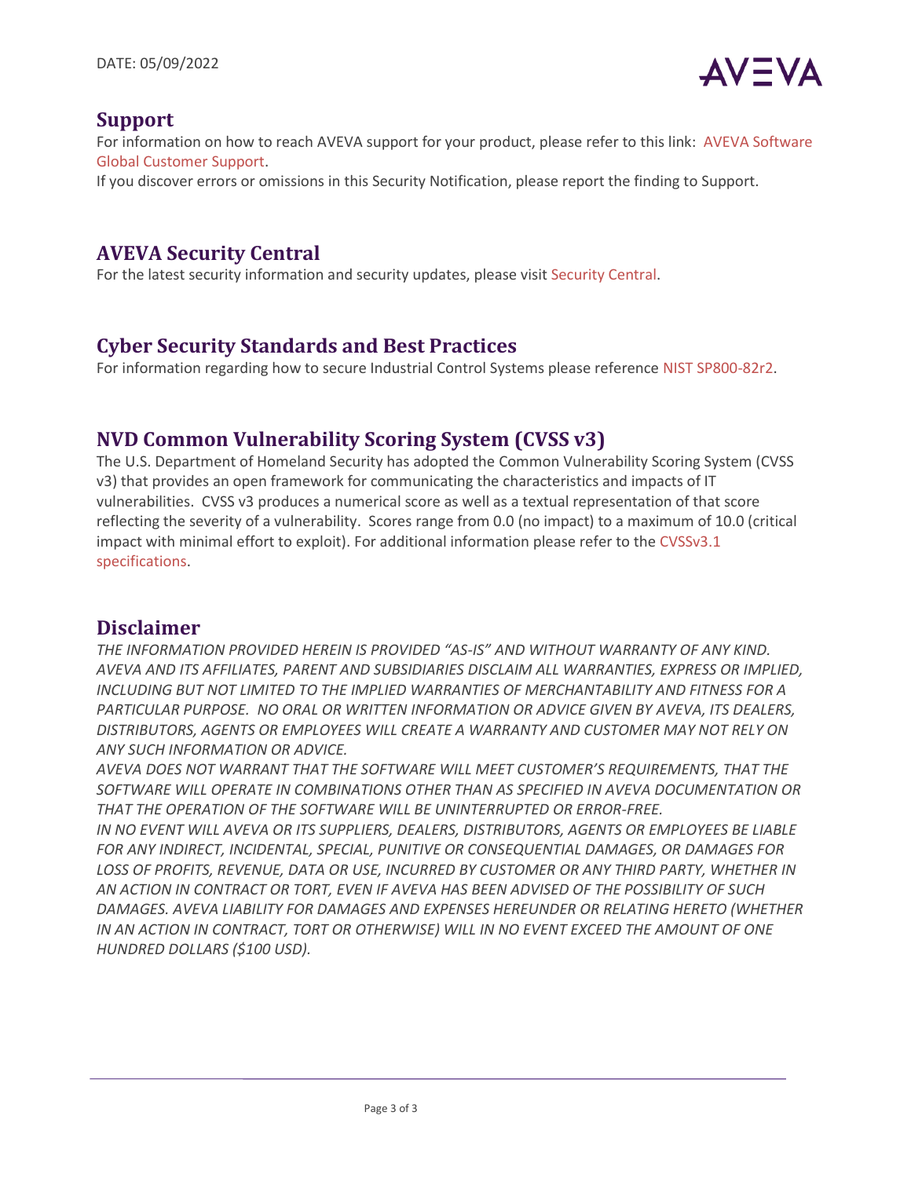## Support

For information on how to reach AVEVA support for your product, please refer to this link: AVEVA Software Global Customer Support.

If you discover errors or omissions in this Security Notification, please report the finding to Support.

## AVEVA Security Central

For the latest security information and security updates, please visit Security Central.

## Cyber Security Standards and Best Practices

For information regarding how to secure Industrial Control Systems please reference NIST SP800-82r2.

## NVD Common Vulnerability Scoring System (CVSS v3)

The U.S. Department of Homeland Security has adopted the Common Vulnerability Scoring System (CVSS v3) that provides an open framework for communicating the characteristics and impacts of IT vulnerabilities. CVSS v3 produces a numerical score as well as a textual representation of that score reflecting the severity of a vulnerability. Scores range from 0.0 (no impact) to a maximum of 10.0 (critical impact with minimal effort to exploit). For additional information please refer to the CVSSv3.1 specifications.

## Disclaimer

*THE INFORMATION PROVIDED HEREIN IS PROVIDED "AS-IS" AND WITHOUT WARRANTY OF ANY KIND. AVEVA AND ITS AFFILIATES, PARENT AND SUBSIDIARIES DISCLAIM ALL WARRANTIES, EXPRESS OR IMPLIED, INCLUDING BUT NOT LIMITED TO THE IMPLIED WARRANTIES OF MERCHANTABILITY AND FITNESS FOR A PARTICULAR PURPOSE. NO ORAL OR WRITTEN INFORMATION OR ADVICE GIVEN BY AVEVA, ITS DEALERS, DISTRIBUTORS, AGENTS OR EMPLOYEES WILL CREATE A WARRANTY AND CUSTOMER MAY NOT RELY ON ANY SUCH INFORMATION OR ADVICE.*

*AVEVA DOES NOT WARRANT THAT THE SOFTWARE WILL MEET CUSTOMER'S REQUIREMENTS, THAT THE SOFTWARE WILL OPERATE IN COMBINATIONS OTHER THAN AS SPECIFIED IN AVEVA DOCUMENTATION OR THAT THE OPERATION OF THE SOFTWARE WILL BE UNINTERRUPTED OR ERROR-FREE.*

*IN NO EVENT WILL AVEVA OR ITS SUPPLIERS, DEALERS, DISTRIBUTORS, AGENTS OR EMPLOYEES BE LIABLE FOR ANY INDIRECT, INCIDENTAL, SPECIAL, PUNITIVE OR CONSEQUENTIAL DAMAGES, OR DAMAGES FOR LOSS OF PROFITS, REVENUE, DATA OR USE, INCURRED BY CUSTOMER OR ANY THIRD PARTY, WHETHER IN AN ACTION IN CONTRACT OR TORT, EVEN IF AVEVA HAS BEEN ADVISED OF THE POSSIBILITY OF SUCH DAMAGES. AVEVA LIABILITY FOR DAMAGES AND EXPENSES HEREUNDER OR RELATING HERETO (WHETHER IN AN ACTION IN CONTRACT, TORT OR OTHERWISE) WILL IN NO EVENT EXCEED THE AMOUNT OF ONE HUNDRED DOLLARS ($100 USD).*